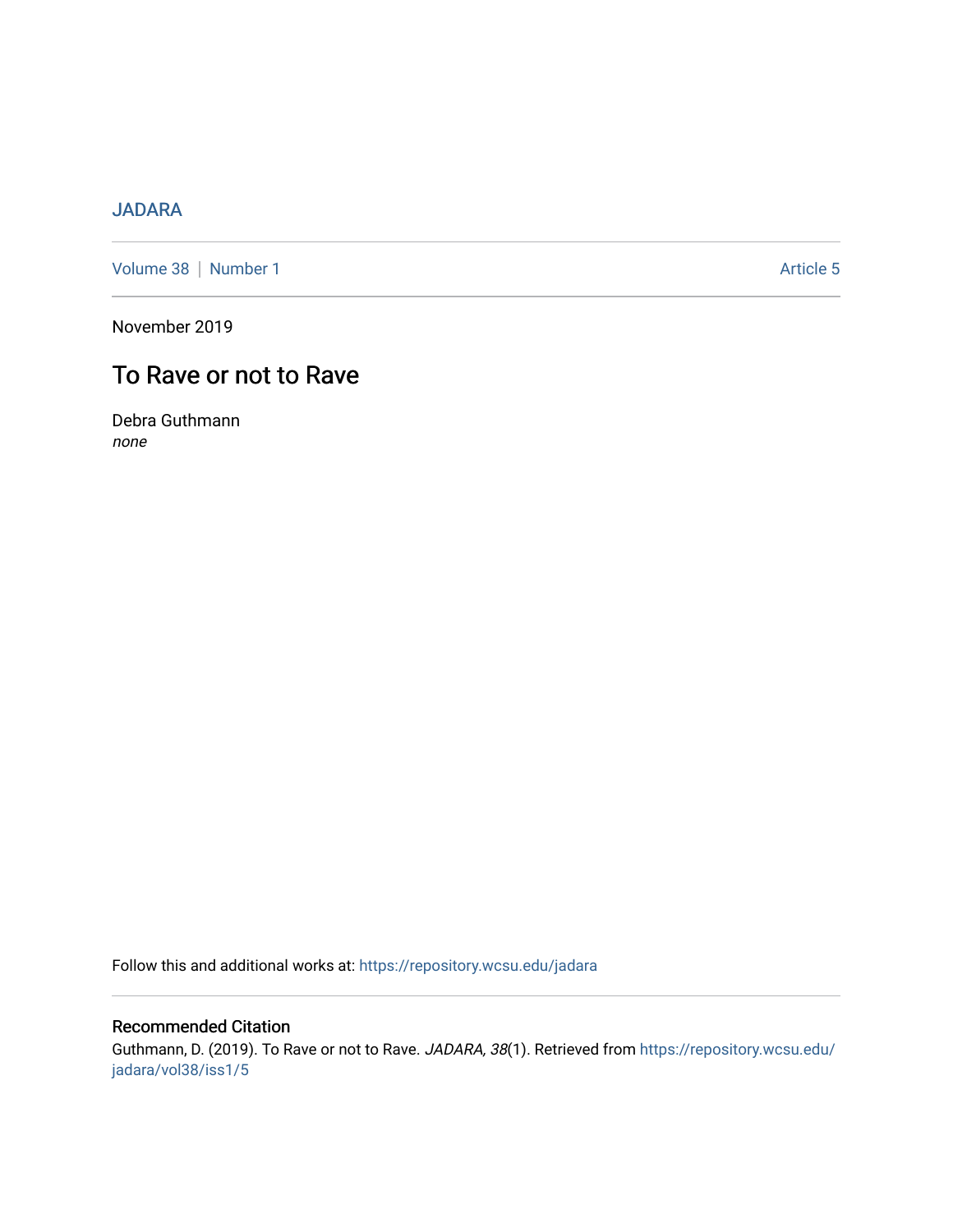JADARA

Volume 38 | Number 1 | Article 5

November 2019

# To Rave or not to Rave

Debra Guthmann
*none*

Follow this and additional works at: https://repository.wcsu.edu/jadara

## Recommended Citation

Guthmann, D. (2019). To Rave or not to Rave. *JADARA, 38*(1). Retrieved from https://repository.wcsu.edu/jadara/vol38/iss1/5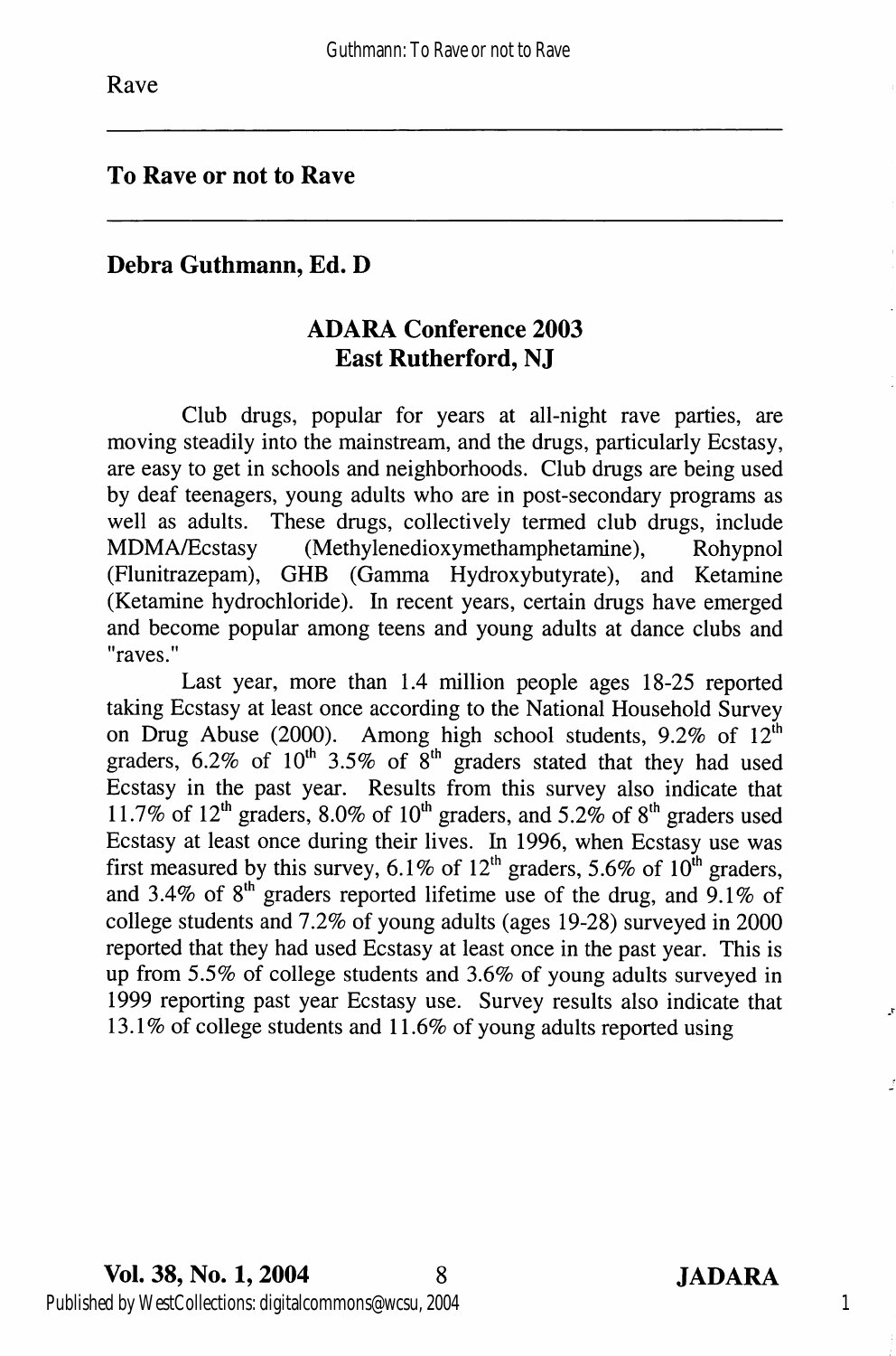Rave

## To Rave or not to Rave

**Debra Guthmann, Ed. D**

**ADARA Conference 2003**
**East Rutherford, NJ**

Club drugs, popular for years at all-night rave parties, are moving steadily into the mainstream, and the drugs, particularly Ecstasy, are easy to get in schools and neighborhoods. Club drugs are being used by deaf teenagers, young adults who are in post-secondary programs as well as adults. These drugs, collectively termed club drugs, include MDMA/Ecstasy (Methylenedioxymethamphetamine), Rohypnol (Flunitrazepam), GHB (Gamma Hydroxybutyrate), and Ketamine (Ketamine hydrochloride). In recent years, certain drugs have emerged and become popular among teens and young adults at dance clubs and "raves."

Last year, more than 1.4 million people ages 18-25 reported taking Ecstasy at least once according to the National Household Survey on Drug Abuse (2000). Among high school students, 9.2% of 12th graders, 6.2% of 10th 3.5% of 8th graders stated that they had used Ecstasy in the past year. Results from this survey also indicate that 11.7% of 12th graders, 8.0% of 10th graders, and 5.2% of 8th graders used Ecstasy at least once during their lives. In 1996, when Ecstasy use was first measured by this survey, 6.1% of 12th graders, 5.6% of 10th graders, and 3.4% of 8th graders reported lifetime use of the drug, and 9.1% of college students and 7.2% of young adults (ages 19-28) surveyed in 2000 reported that they had used Ecstasy at least once in the past year. This is up from 5.5% of college students and 3.6% of young adults surveyed in 1999 reporting past year Ecstasy use. Survey results also indicate that 13.1% of college students and 11.6% of young adults reported using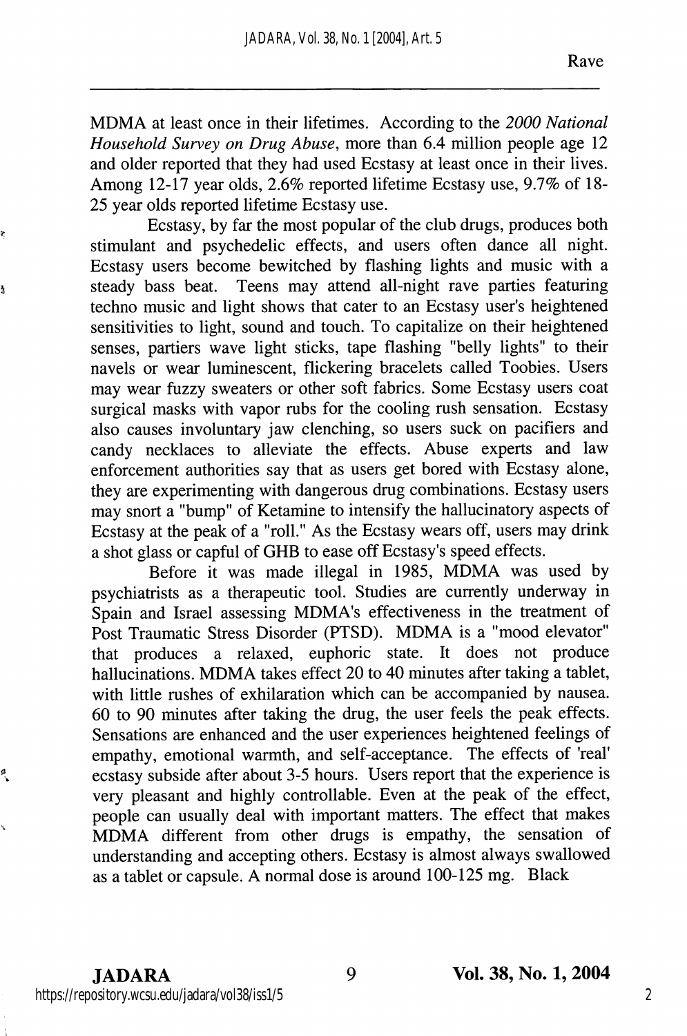MDMA at least once in their lifetimes. According to the *2000 National Household Survey on Drug Abuse*, more than 6.4 million people age 12 and older reported that they had used Ecstasy at least once in their lives. Among 12-17 year olds, 2.6% reported lifetime Ecstasy use, 9.7% of 18-25 year olds reported lifetime Ecstasy use.

Ecstasy, by far the most popular of the club drugs, produces both stimulant and psychedelic effects, and users often dance all night. Ecstasy users become bewitched by flashing lights and music with a steady bass beat. Teens may attend all-night rave parties featuring techno music and light shows that cater to an Ecstasy user's heightened sensitivities to light, sound and touch. To capitalize on their heightened senses, partiers wave light sticks, tape flashing "belly lights" to their navels or wear luminescent, flickering bracelets called Toobies. Users may wear fuzzy sweaters or other soft fabrics. Some Ecstasy users coat surgical masks with vapor rubs for the cooling rush sensation. Ecstasy also causes involuntary jaw clenching, so users suck on pacifiers and candy necklaces to alleviate the effects. Abuse experts and law enforcement authorities say that as users get bored with Ecstasy alone, they are experimenting with dangerous drug combinations. Ecstasy users may snort a "bump" of Ketamine to intensify the hallucinatory aspects of Ecstasy at the peak of a "roll." As the Ecstasy wears off, users may drink a shot glass or capful of GHB to ease off Ecstasy's speed effects.

Before it was made illegal in 1985, MDMA was used by psychiatrists as a therapeutic tool. Studies are currently underway in Spain and Israel assessing MDMA's effectiveness in the treatment of Post Traumatic Stress Disorder (PTSD). MDMA is a "mood elevator" that produces a relaxed, euphoric state. It does not produce hallucinations. MDMA takes effect 20 to 40 minutes after taking a tablet, with little rushes of exhilaration which can be accompanied by nausea. 60 to 90 minutes after taking the drug, the user feels the peak effects. Sensations are enhanced and the user experiences heightened feelings of empathy, emotional warmth, and self-acceptance. The effects of 'real' ecstasy subside after about 3-5 hours. Users report that the experience is very pleasant and highly controllable. Even at the peak of the effect, people can usually deal with important matters. The effect that makes MDMA different from other drugs is empathy, the sensation of understanding and accepting others. Ecstasy is almost always swallowed as a tablet or capsule. A normal dose is around 100-125 mg. Black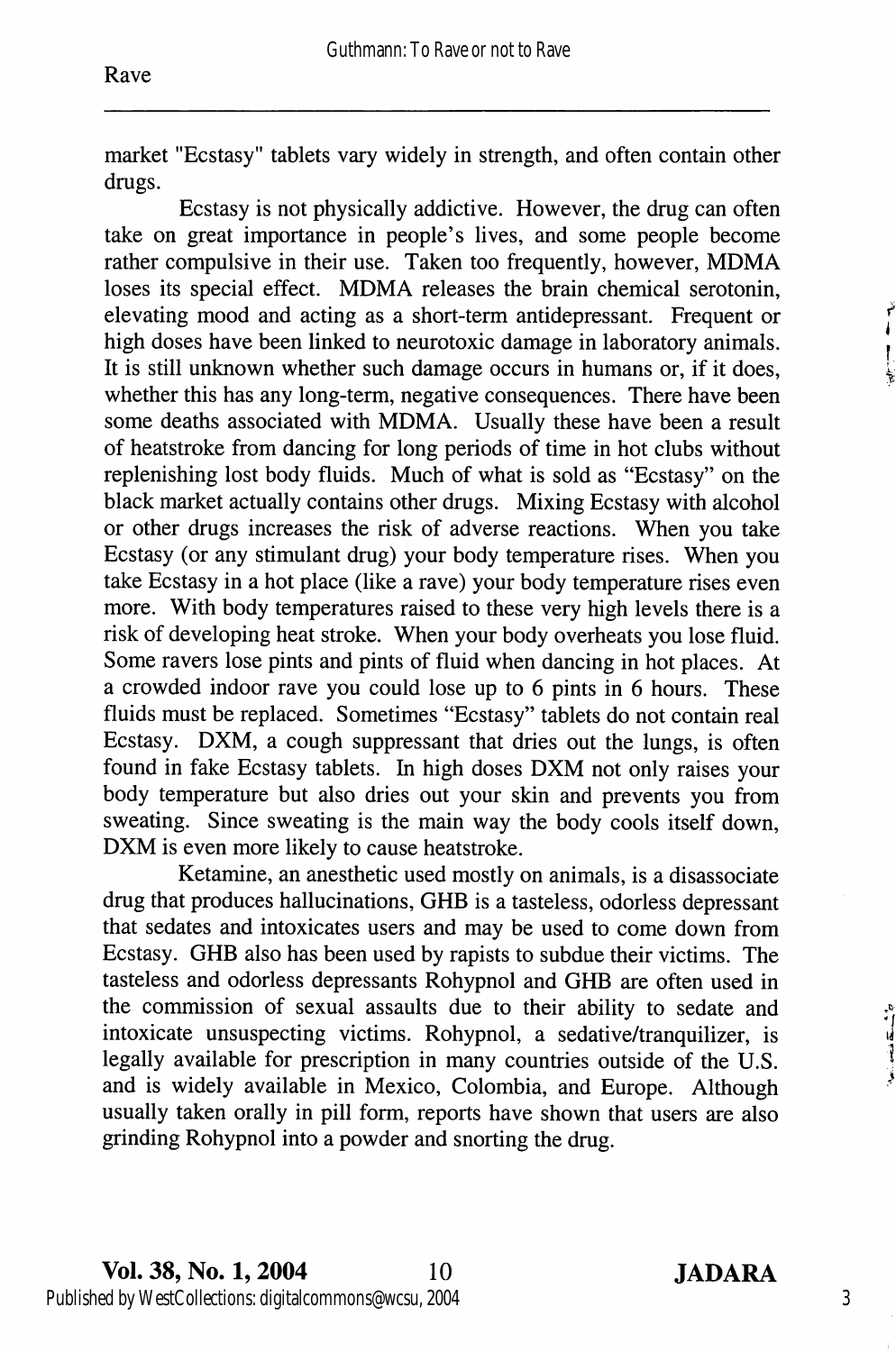market "Ecstasy" tablets vary widely in strength, and often contain other drugs.

Ecstasy is not physically addictive. However, the drug can often take on great importance in people's lives, and some people become rather compulsive in their use. Taken too frequently, however, MDMA loses its special effect. MDMA releases the brain chemical serotonin, elevating mood and acting as a short-term antidepressant. Frequent or high doses have been linked to neurotoxic damage in laboratory animals. It is still unknown whether such damage occurs in humans or, if it does, whether this has any long-term, negative consequences. There have been some deaths associated with MDMA. Usually these have been a result of heatstroke from dancing for long periods of time in hot clubs without replenishing lost body fluids. Much of what is sold as "Ecstasy" on the black market actually contains other drugs. Mixing Ecstasy with alcohol or other drugs increases the risk of adverse reactions. When you take Ecstasy (or any stimulant drug) your body temperature rises. When you take Ecstasy in a hot place (like a rave) your body temperature rises even more. With body temperatures raised to these very high levels there is a risk of developing heat stroke. When your body overheats you lose fluid. Some ravers lose pints and pints of fluid when dancing in hot places. At a crowded indoor rave you could lose up to 6 pints in 6 hours. These fluids must be replaced. Sometimes "Ecstasy" tablets do not contain real Ecstasy. DXM, a cough suppressant that dries out the lungs, is often found in fake Ecstasy tablets. In high doses DXM not only raises your body temperature but also dries out your skin and prevents you from sweating. Since sweating is the main way the body cools itself down, DXM is even more likely to cause heatstroke.

Ketamine, an anesthetic used mostly on animals, is a disassociate drug that produces hallucinations, GHB is a tasteless, odorless depressant that sedates and intoxicates users and may be used to come down from Ecstasy. GHB also has been used by rapists to subdue their victims. The tasteless and odorless depressants Rohypnol and GHB are often used in the commission of sexual assaults due to their ability to sedate and intoxicate unsuspecting victims. Rohypnol, a sedative/tranquilizer, is legally available for prescription in many countries outside of the U.S. and is widely available in Mexico, Colombia, and Europe. Although usually taken orally in pill form, reports have shown that users are also grinding Rohypnol into a powder and snorting the drug.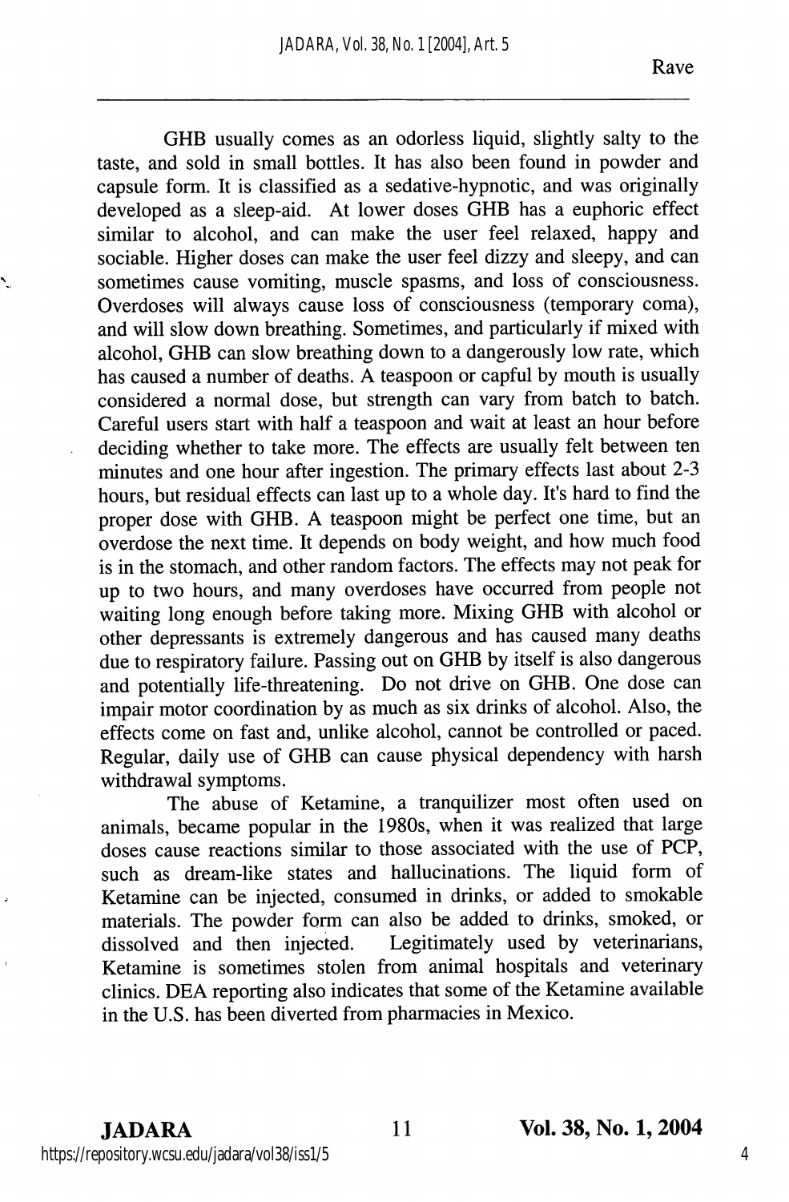GHB usually comes as an odorless liquid, slightly salty to the taste, and sold in small bottles. It has also been found in powder and capsule form. It is classified as a sedative-hypnotic, and was originally developed as a sleep-aid. At lower doses GHB has a euphoric effect similar to alcohol, and can make the user feel relaxed, happy and sociable. Higher doses can make the user feel dizzy and sleepy, and can sometimes cause vomiting, muscle spasms, and loss of consciousness. Overdoses will always cause loss of consciousness (temporary coma), and will slow down breathing. Sometimes, and particularly if mixed with alcohol, GHB can slow breathing down to a dangerously low rate, which has caused a number of deaths. A teaspoon or capful by mouth is usually considered a normal dose, but strength can vary from batch to batch. Careful users start with half a teaspoon and wait at least an hour before deciding whether to take more. The effects are usually felt between ten minutes and one hour after ingestion. The primary effects last about 2-3 hours, but residual effects can last up to a whole day. It's hard to find the proper dose with GHB. A teaspoon might be perfect one time, but an overdose the next time. It depends on body weight, and how much food is in the stomach, and other random factors. The effects may not peak for up to two hours, and many overdoses have occurred from people not waiting long enough before taking more. Mixing GHB with alcohol or other depressants is extremely dangerous and has caused many deaths due to respiratory failure. Passing out on GHB by itself is also dangerous and potentially life-threatening. Do not drive on GHB. One dose can impair motor coordination by as much as six drinks of alcohol. Also, the effects come on fast and, unlike alcohol, cannot be controlled or paced. Regular, daily use of GHB can cause physical dependency with harsh withdrawal symptoms.

The abuse of Ketamine, a tranquilizer most often used on animals, became popular in the 1980s, when it was realized that large doses cause reactions similar to those associated with the use of PCP, such as dream-like states and hallucinations. The liquid form of Ketamine can be injected, consumed in drinks, or added to smokable materials. The powder form can also be added to drinks, smoked, or dissolved and then injected. Legitimately used by veterinarians, Ketamine is sometimes stolen from animal hospitals and veterinary clinics. DEA reporting also indicates that some of the Ketamine available in the U.S. has been diverted from pharmacies in Mexico.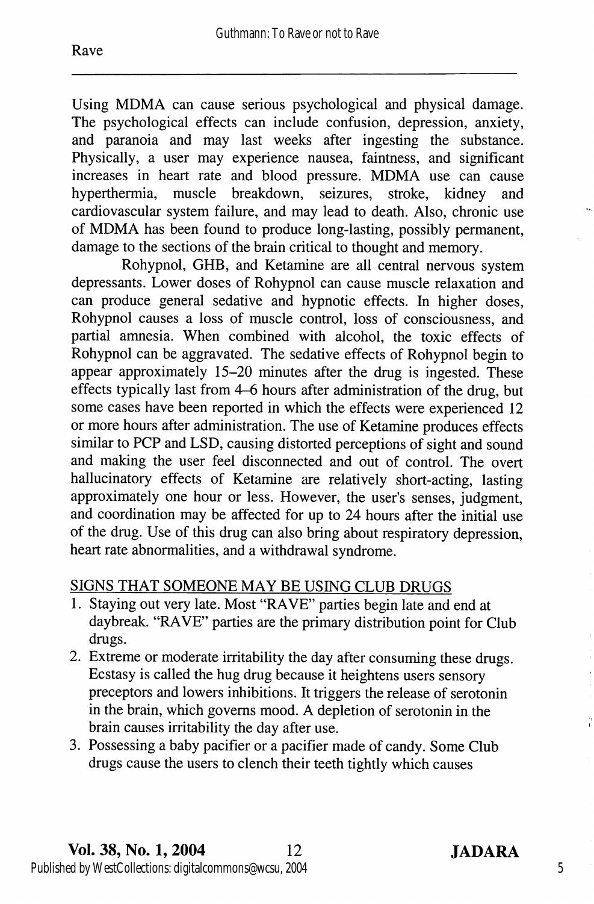Using MDMA can cause serious psychological and physical damage. The psychological effects can include confusion, depression, anxiety, and paranoia and may last weeks after ingesting the substance. Physically, a user may experience nausea, faintness, and significant increases in heart rate and blood pressure. MDMA use can cause hyperthermia, muscle breakdown, seizures, stroke, kidney and cardiovascular system failure, and may lead to death. Also, chronic use of MDMA has been found to produce long-lasting, possibly permanent, damage to the sections of the brain critical to thought and memory.

Rohypnol, GHB, and Ketamine are all central nervous system depressants. Lower doses of Rohypnol can cause muscle relaxation and can produce general sedative and hypnotic effects. In higher doses, Rohypnol causes a loss of muscle control, loss of consciousness, and partial amnesia. When combined with alcohol, the toxic effects of Rohypnol can be aggravated. The sedative effects of Rohypnol begin to appear approximately 15–20 minutes after the drug is ingested. These effects typically last from 4–6 hours after administration of the drug, but some cases have been reported in which the effects were experienced 12 or more hours after administration. The use of Ketamine produces effects similar to PCP and LSD, causing distorted perceptions of sight and sound and making the user feel disconnected and out of control. The overt hallucinatory effects of Ketamine are relatively short-acting, lasting approximately one hour or less. However, the user's senses, judgment, and coordination may be affected for up to 24 hours after the initial use of the drug. Use of this drug can also bring about respiratory depression, heart rate abnormalities, and a withdrawal syndrome.

SIGNS THAT SOMEONE MAY BE USING CLUB DRUGS

1. Staying out very late. Most "RAVE" parties begin late and end at daybreak. "RAVE" parties are the primary distribution point for Club drugs.
2. Extreme or moderate irritability the day after consuming these drugs. Ecstasy is called the hug drug because it heightens users sensory preceptors and lowers inhibitions. It triggers the release of serotonin in the brain, which governs mood. A depletion of serotonin in the brain causes irritability the day after use.
3. Possessing a baby pacifier or a pacifier made of candy. Some Club drugs cause the users to clench their teeth tightly which causes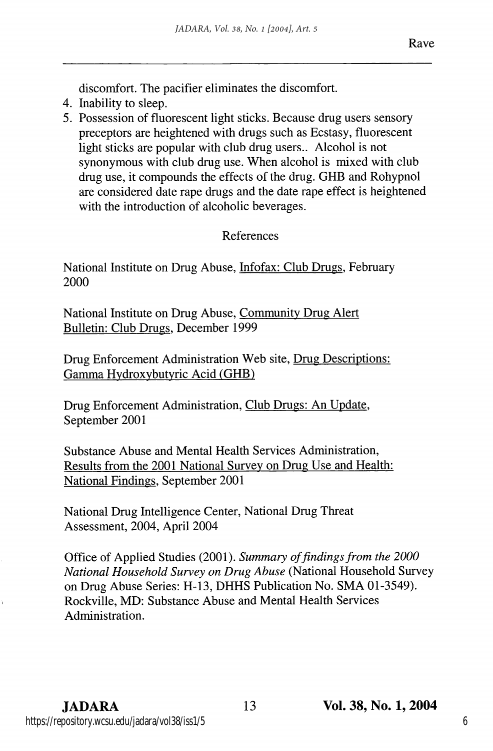discomfort. The pacifier eliminates the discomfort.

4. Inability to sleep.
5. Possession of fluorescent light sticks. Because drug users sensory preceptors are heightened with drugs such as Ecstasy, fluorescent light sticks are popular with club drug users.. Alcohol is not synonymous with club drug use. When alcohol is mixed with club drug use, it compounds the effects of the drug. GHB and Rohypnol are considered date rape drugs and the date rape effect is heightened with the introduction of alcoholic beverages.

## References

National Institute on Drug Abuse, Infofax: Club Drugs, February 2000

National Institute on Drug Abuse, Community Drug Alert Bulletin: Club Drugs, December 1999

Drug Enforcement Administration Web site, Drug Descriptions: Gamma Hydroxybutyric Acid (GHB)

Drug Enforcement Administration, Club Drugs: An Update, September 2001

Substance Abuse and Mental Health Services Administration, Results from the 2001 National Survey on Drug Use and Health: National Findings, September 2001

National Drug Intelligence Center, National Drug Threat Assessment, 2004, April 2004

Office of Applied Studies (2001). *Summary of findings from the 2000 National Household Survey on Drug Abuse* (National Household Survey on Drug Abuse Series: H-13, DHHS Publication No. SMA 01-3549). Rockville, MD: Substance Abuse and Mental Health Services Administration.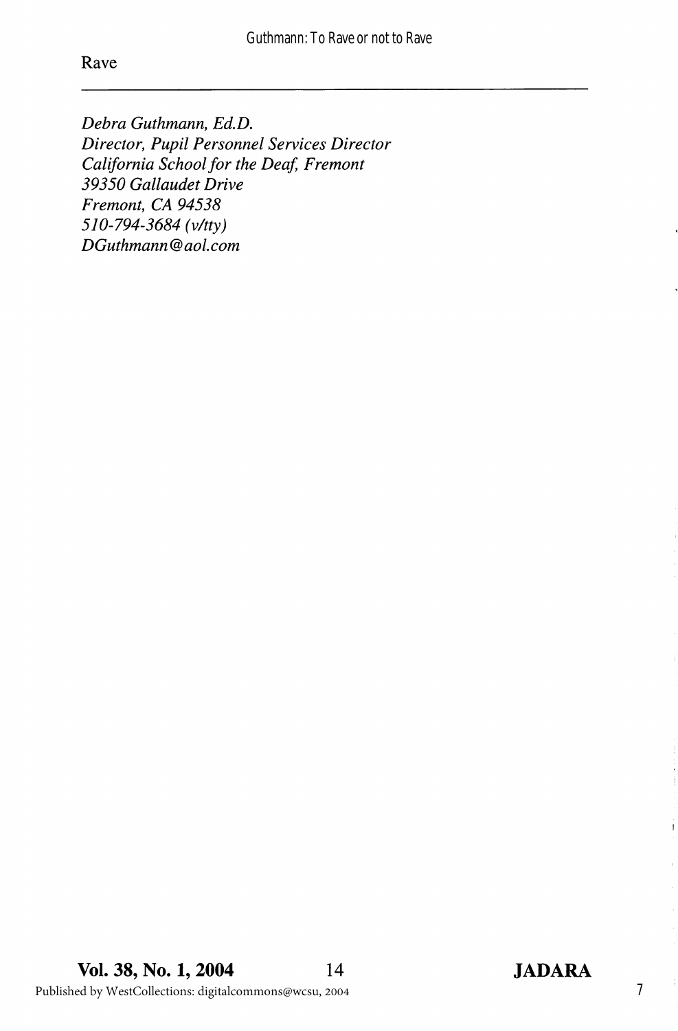*Debra Guthmann, Ed.D.*
*Director, Pupil Personnel Services Director*
*California School for the Deaf, Fremont*
*39350 Gallaudet Drive*
*Fremont, CA 94538*
*510-794-3684 (v/tty)*
*DGuthmann@aol.com*